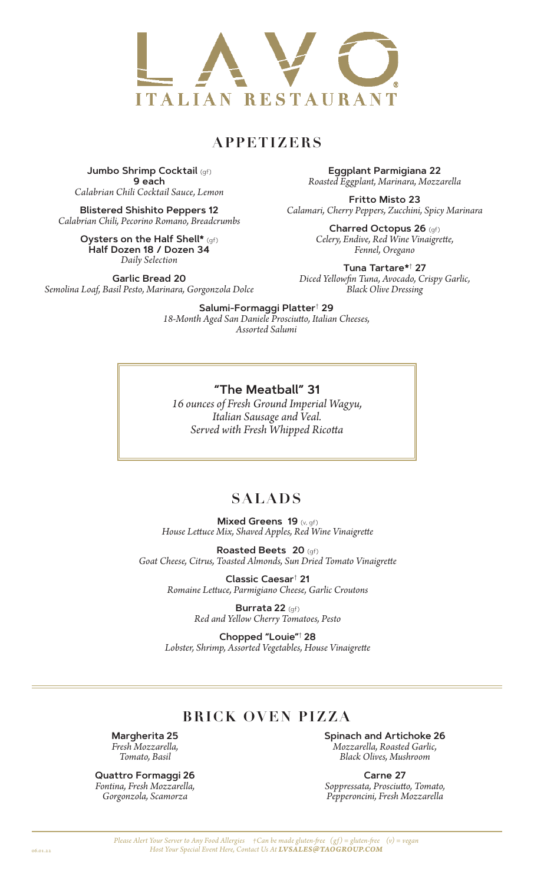# LAVO

## ITALIAN RESTAURANT

## APPETIZERS

**Jumbo Shrimp Cocktail** (gf)
**9 each**
*Calabrian Chili Cocktail Sauce, Lemon*

**Blistered Shishito Peppers 12**
*Calabrian Chili, Pecorino Romano, Breadcrumbs*

**Oysters on the Half Shell*** (gf)
**Half Dozen 18 / Dozen 34**
*Daily Selection*

**Garlic Bread 20**
*Semolina Loaf, Basil Pesto, Marinara, Gorgonzola Dolce*

**Eggplant Parmigiana 22**
*Roasted Eggplant, Marinara, Mozzarella*

**Fritto Misto 23**
*Calamari, Cherry Peppers, Zucchini, Spicy Marinara*

**Charred Octopus 26** (gf)
*Celery, Endive, Red Wine Vinaigrette, Fennel, Oregano*

**Tuna Tartare*† 27**
*Diced Yellowfin Tuna, Avocado, Crispy Garlic, Black Olive Dressing*

**Salumi-Formaggi Platter† 29**
*18-Month Aged San Daniele Prosciutto, Italian Cheeses, Assorted Salumi*

**"The Meatball" 31**
*16 ounces of Fresh Ground Imperial Wagyu, Italian Sausage and Veal. Served with Fresh Whipped Ricotta*

## SALADS

**Mixed Greens 19** (v, gf)
*House Lettuce Mix, Shaved Apples, Red Wine Vinaigrette*

**Roasted Beets 20** (gf)
*Goat Cheese, Citrus, Toasted Almonds, Sun Dried Tomato Vinaigrette*

**Classic Caesar† 21**
*Romaine Lettuce, Parmigiano Cheese, Garlic Croutons*

**Burrata 22** (gf)
*Red and Yellow Cherry Tomatoes, Pesto*

**Chopped "Louie"† 28**
*Lobster, Shrimp, Assorted Vegetables, House Vinaigrette*

## BRICK OVEN PIZZA

**Margherita 25**
*Fresh Mozzarella, Tomato, Basil*

**Quattro Formaggi 26**
*Fontina, Fresh Mozzarella, Gorgonzola, Scamorza*

**Spinach and Artichoke 26**
*Mozzarella, Roasted Garlic, Black Olives, Mushroom*

**Carne 27**
*Soppressata, Prosciutto, Tomato, Pepperoncini, Fresh Mozzarella*

*Please Alert Your Server to Any Food Allergies †Can be made gluten-free (gf) = gluten-free (v) = vegan*
*Host Your Special Event Here, Contact Us At* ***LVSALES@TAOGROUP.COM***

06.01.22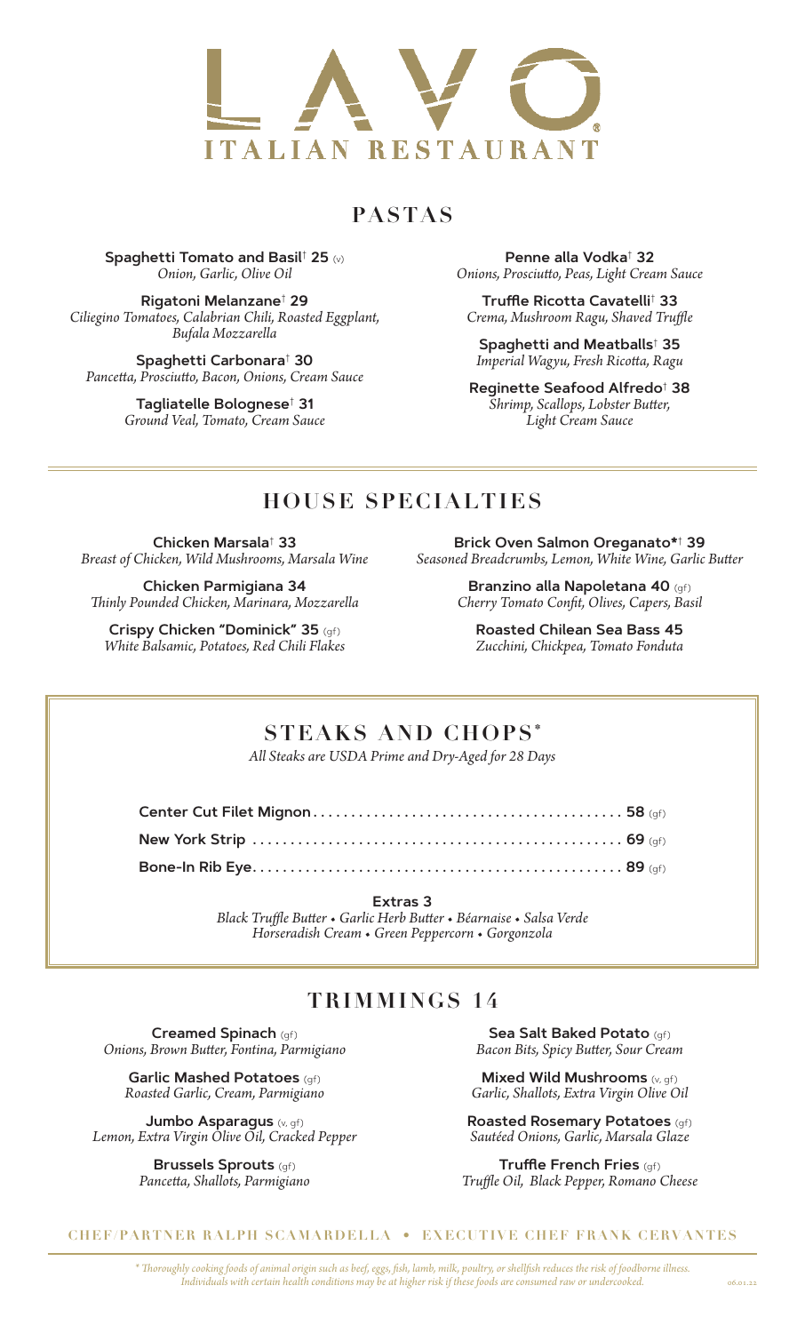# LAVO

## ITALIAN RESTAURANT

## PASTAS

**Spaghetti Tomato and Basil† 25** (v)
*Onion, Garlic, Olive Oil*

**Rigatoni Melanzane† 29**
*Ciliegino Tomatoes, Calabrian Chili, Roasted Eggplant, Bufala Mozzarella*

**Spaghetti Carbonara† 30**
*Pancetta, Prosciutto, Bacon, Onions, Cream Sauce*

**Tagliatelle Bolognese† 31**
*Ground Veal, Tomato, Cream Sauce*

**Penne alla Vodka† 32**
*Onions, Prosciutto, Peas, Light Cream Sauce*

**Truffle Ricotta Cavatelli† 33**
*Crema, Mushroom Ragu, Shaved Truffle*

**Spaghetti and Meatballs† 35**
*Imperial Wagyu, Fresh Ricotta, Ragu*

**Reginette Seafood Alfredo† 38**
*Shrimp, Scallops, Lobster Butter, Light Cream Sauce*

## HOUSE SPECIALTIES

**Chicken Marsala† 33**
*Breast of Chicken, Wild Mushrooms, Marsala Wine*

**Chicken Parmigiana 34**
*Thinly Pounded Chicken, Marinara, Mozzarella*

**Crispy Chicken "Dominick" 35** (gf)
*White Balsamic, Potatoes, Red Chili Flakes*

**Brick Oven Salmon Oreganato*† 39**
*Seasoned Breadcrumbs, Lemon, White Wine, Garlic Butter*

**Branzino alla Napoletana 40** (gf)
*Cherry Tomato Confit, Olives, Capers, Basil*

**Roasted Chilean Sea Bass 45**
*Zucchini, Chickpea, Tomato Fonduta*

## STEAKS AND CHOPS*

*All Steaks are USDA Prime and Dry-Aged for 28 Days*

**Center Cut Filet Mignon** .......... **58** (gf)

**New York Strip** .......... **69** (gf)

**Bone-In Rib Eye** .......... **89** (gf)

**Extras 3**
*Black Truffle Butter • Garlic Herb Butter • Béarnaise • Salsa Verde*
*Horseradish Cream • Green Peppercorn • Gorgonzola*

## TRIMMINGS 14

**Creamed Spinach** (gf)
*Onions, Brown Butter, Fontina, Parmigiano*

**Garlic Mashed Potatoes** (gf)
*Roasted Garlic, Cream, Parmigiano*

**Jumbo Asparagus** (v, gf)
*Lemon, Extra Virgin Olive Oil, Cracked Pepper*

**Brussels Sprouts** (gf)
*Pancetta, Shallots, Parmigiano*

**Sea Salt Baked Potato** (gf)
*Bacon Bits, Spicy Butter, Sour Cream*

**Mixed Wild Mushrooms** (v, gf)
*Garlic, Shallots, Extra Virgin Olive Oil*

**Roasted Rosemary Potatoes** (gf)
*Sautéed Onions, Garlic, Marsala Glaze*

**Truffle French Fries** (gf)
*Truffle Oil, Black Pepper, Romano Cheese*

CHEF/PARTNER RALPH SCAMARDELLA • EXECUTIVE CHEF FRANK CERVANTES

*\* Thoroughly cooking foods of animal origin such as beef, eggs, fish, lamb, milk, poultry, or shellfish reduces the risk of foodborne illness. Individuals with certain health conditions may be at higher risk if these foods are consumed raw or undercooked.*

06.01.22